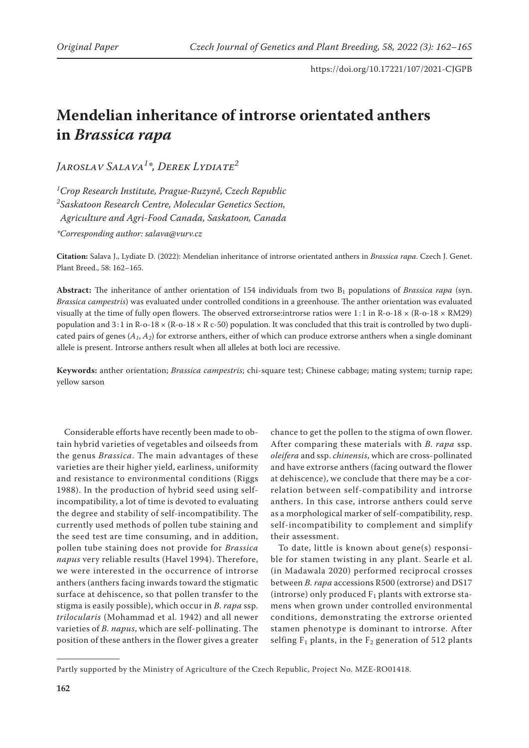# Mendelian inheritance of introrse orientated anthers in *Brassica rapa*

*Jaroslav Salava[1]\*, Derek Lydiate[2]*

[1]*Crop Research Institute, Prague-Ruzyně, Czech Republic*
[2]*Saskatoon Research Centre, Molecular Genetics Section, Agriculture and Agri-Food Canada, Saskatoon, Canada*

*\*Corresponding author: salava@vurv.cz*

**Citation:** Salava J., Lydiate D. (2022): Mendelian inheritance of introrse orientated anthers in *Brassica rapa*. Czech J. Genet. Plant Breed., 58: 162–165.

**Abstract:** The inheritance of anther orientation of 154 individuals from two $B_1$ populations of *Brassica rapa* (syn. *Brassica campestris*) was evaluated under controlled conditions in a greenhouse. The anther orientation was evaluated visually at the time of fully open flowers. The observed extrorse:introrse ratios were 1 : 1 in R-o-18 × (R-o-18 × RM29) population and 3 : 1 in R-o-18 × (R-o-18 × R c-50) population. It was concluded that this trait is controlled by two duplicated pairs of genes ($A_1$, $A_2$) for extrorse anthers, either of which can produce extrorse anthers when a single dominant allele is present. Introrse anthers result when all alleles at both loci are recessive.

**Keywords:** anther orientation; *Brassica campestris*; chi-square test; Chinese cabbage; mating system; turnip rape; yellow sarson

Considerable efforts have recently been made to obtain hybrid varieties of vegetables and oilseeds from the genus *Brassica*. The main advantages of these varieties are their higher yield, earliness, uniformity and resistance to environmental conditions (Riggs 1988). In the production of hybrid seed using self-incompatibility, a lot of time is devoted to evaluating the degree and stability of self-incompatibility. The currently used methods of pollen tube staining and the seed test are time consuming, and in addition, pollen tube staining does not provide for *Brassica napus* very reliable results (Havel 1994). Therefore, we were interested in the occurrence of introrse anthers (anthers facing inwards toward the stigmatic surface at dehiscence, so that pollen transfer to the stigma is easily possible), which occur in *B. rapa* ssp. *trilocularis* (Mohammad et al. 1942) and all newer varieties of *B. napus*, which are self-pollinating. The position of these anthers in the flower gives a greater chance to get the pollen to the stigma of own flower. After comparing these materials with *B. rapa* ssp. *oleifera* and ssp. *chinensis*, which are cross-pollinated and have extrorse anthers (facing outward the flower at dehiscence), we conclude that there may be a correlation between self-compatibility and introrse anthers. In this case, introrse anthers could serve as a morphological marker of self-compatibility, resp. self-incompatibility to complement and simplify their assessment.

To date, little is known about gene(s) responsible for stamen twisting in any plant. Searle et al. (in Madawala 2020) performed reciprocal crosses between *B. rapa* accessions R500 (extrorse) and DS17 (introrse) only produced $F_1$ plants with extrorse stamens when grown under controlled environmental conditions, demonstrating the extrorse oriented stamen phenotype is dominant to introrse. After selfing $F_1$ plants, in the $F_2$ generation of 512 plants

Partly supported by the Ministry of Agriculture of the Czech Republic, Project No. MZE-RO01418.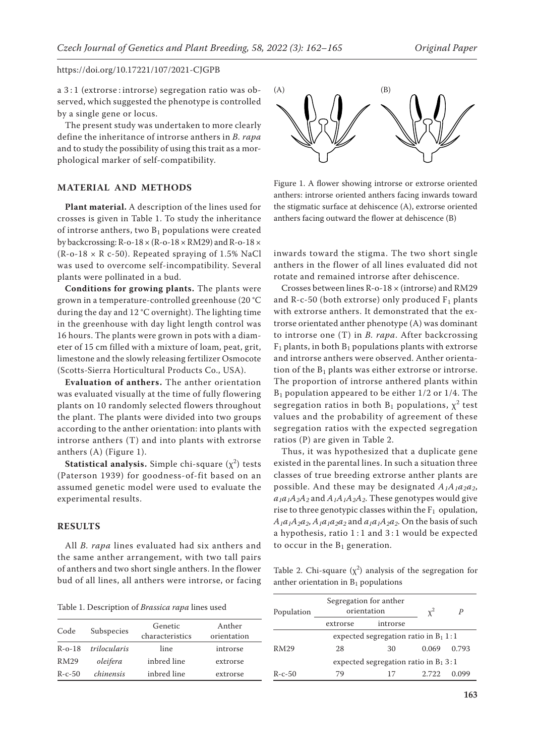a 3 : 1 (extrorse : introrse) segregation ratio was observed, which suggested the phenotype is controlled by a single gene or locus.

The present study was undertaken to more clearly define the inheritance of introrse anthers in *B. rapa* and to study the possibility of using this trait as a morphological marker of self-compatibility.

## MATERIAL AND METHODS

**Plant material.** A description of the lines used for crosses is given in Table 1. To study the inheritance of introrse anthers, two $B_1$ populations were created by backcrossing: R-o-18 × (R-o-18 × RM29) and R-o-18 × (R-o-18 × R c-50). Repeated spraying of 1.5% NaCl was used to overcome self-incompatibility. Several plants were pollinated in a bud.

**Conditions for growing plants.** The plants were grown in a temperature-controlled greenhouse (20 °C during the day and 12 °C overnight). The lighting time in the greenhouse with day light length control was 16 hours. The plants were grown in pots with a diameter of 15 cm filled with a mixture of loam, peat, grit, limestone and the slowly releasing fertilizer Osmocote (Scotts-Sierra Horticultural Products Co., USA).

**Evaluation of anthers.** The anther orientation was evaluated visually at the time of fully flowering plants on 10 randomly selected flowers throughout the plant. The plants were divided into two groups according to the anther orientation: into plants with introrse anthers (T) and into plants with extrorse anthers (A) (Figure 1).

**Statistical analysis.** Simple chi-square ($\chi^2$) tests (Paterson 1939) for goodness-of-fit based on an assumed genetic model were used to evaluate the experimental results.

## RESULTS

All *B. rapa* lines evaluated had six anthers and the same anther arrangement, with two tall pairs of anthers and two short single anthers. In the flower bud of all lines, all anthers were introrse, or facing inwards toward the stigma. The two short single anthers in the flower of all lines evaluated did not rotate and remained introrse after dehiscence.

Table 1. Description of *Brassica rapa* lines used

| Code | Subspecies | Genetic characteristics | Anther orientation |
|---|---|---|---|
| R-o-18 | *trilocularis* | line | introrse |
| RM29 | *oleifera* | inbred line | extrorse |
| R-c-50 | *chinensis* | inbred line | extrorse |

Figure 1. A flower showing introrse or extrorse oriented anthers: introrse oriented anthers facing inwards toward the stigmatic surface at dehiscence (A), extrorse oriented anthers facing outward the flower at dehiscence (B)

Crosses between lines R-o-18 × (introrse) and RM29 and R-c-50 (both extrorse) only produced $F_1$ plants with extrorse anthers. It demonstrated that the extrorse orientated anther phenotype (A) was dominant to introrse one (T) in *B. rapa*. After backcrossing $F_1$ plants, in both $B_1$ populations plants with extrorse and introrse anthers were observed. Anther orientation of the $B_1$ plants was either extrorse or introrse. The proportion of introrse anthered plants within $B_1$ population appeared to be either 1/2 or 1/4. The segregation ratios in both $B_1$ populations, $\chi^2$ test values and the probability of agreement of these segregation ratios with the expected segregation ratios (P) are given in Table 2.

Thus, it was hypothesized that a duplicate gene existed in the parental lines. In such a situation three classes of true breeding extrorse anther plants are possible. And these may be designated $A_1A_1a_2a_2$, $a_1a_1A_2A_2$ and $A_1A_1A_2A_2$. These genotypes would give rise to three genotypic classes within the $F_1$ opulation, $A_1a_1A_2a_2$, $A_1a_1a_2a_2$ and $a_1a_1A_2a_2$. On the basis of such a hypothesis, ratio 1 : 1 and 3 : 1 would be expected to occur in the $B_1$ generation.

Table 2. Chi-square ($\chi^2$) analysis of the segregation for anther orientation in $B_1$ populations

| Population | Segregation for anther orientation | | $\chi^2$ | *P* |
|---|---|---|---|---|
| | extrorse | introrse | | |
| | expected segregation ratio in $B_1$ 1 : 1 | | | |
| RM29 | 28 | 30 | 0.069 | 0.793 |
| | expected segregation ratio in $B_1$ 3 : 1 | | | |
| R-c-50 | 79 | 17 | 2.722 | 0.099 |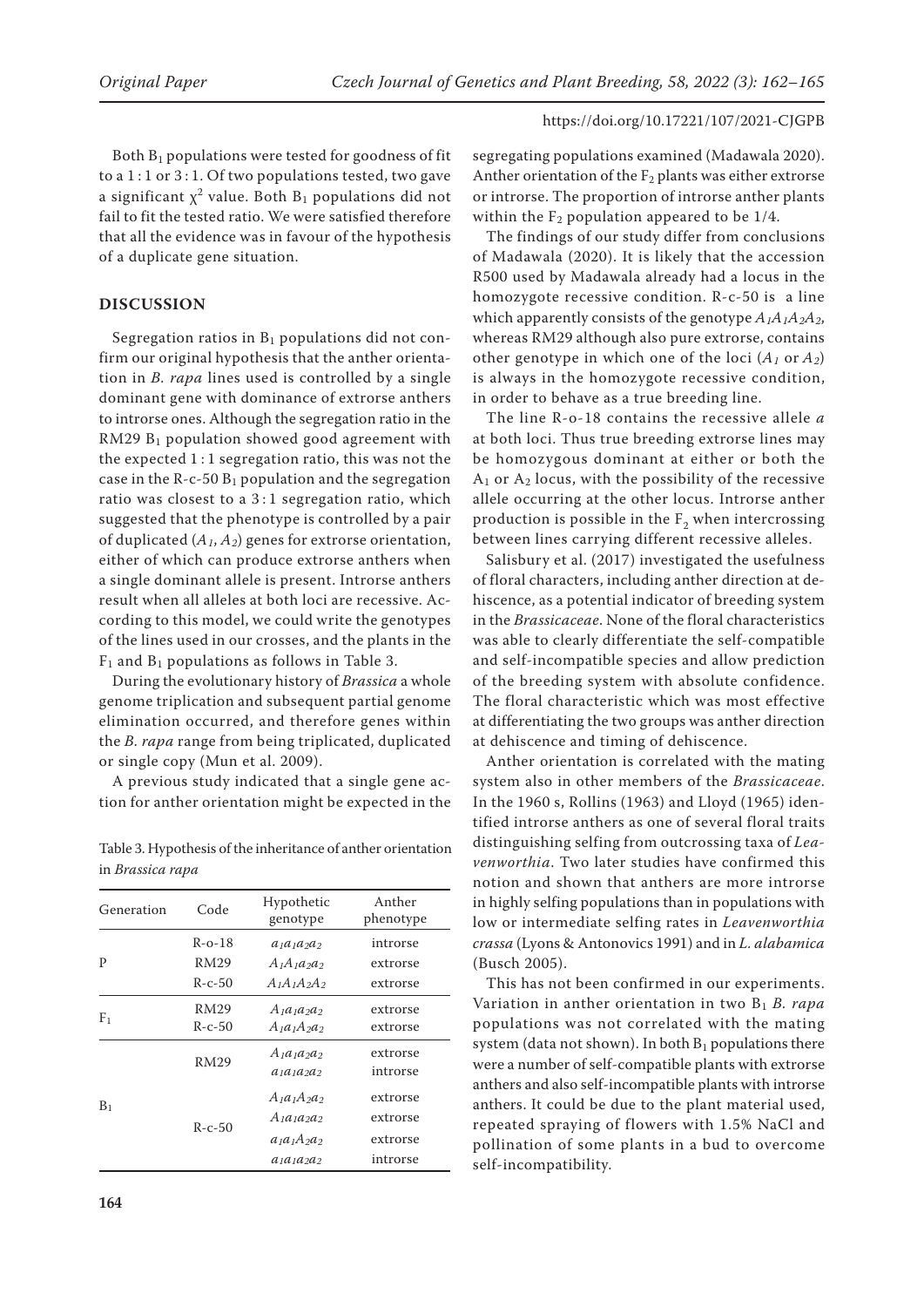Both $B_1$ populations were tested for goodness of fit to a 1 : 1 or 3 : 1. Of two populations tested, two gave a significant $\chi^2$ value. Both $B_1$ populations did not fail to fit the tested ratio. We were satisfied therefore that all the evidence was in favour of the hypothesis of a duplicate gene situation.

## DISCUSSION

Segregation ratios in $B_1$ populations did not confirm our original hypothesis that the anther orientation in *B. rapa* lines used is controlled by a single dominant gene with dominance of extrorse anthers to introrse ones. Although the segregation ratio in the RM29 $B_1$ population showed good agreement with the expected 1 : 1 segregation ratio, this was not the case in the R-c-50 $B_1$ population and the segregation ratio was closest to a 3 : 1 segregation ratio, which suggested that the phenotype is controlled by a pair of duplicated ($A_1$, $A_2$) genes for extrorse orientation, either of which can produce extrorse anthers when a single dominant allele is present. Introrse anthers result when all alleles at both loci are recessive. According to this model, we could write the genotypes of the lines used in our crosses, and the plants in the $F_1$ and $B_1$ populations as follows in Table 3.

During the evolutionary history of *Brassica* a whole genome triplication and subsequent partial genome elimination occurred, and therefore genes within the *B. rapa* range from being triplicated, duplicated or single copy (Mun et al. 2009).

A previous study indicated that a single gene action for anther orientation might be expected in the segregating populations examined (Madawala 2020). Anther orientation of the $F_2$ plants was either extrorse or introrse. The proportion of introrse anther plants within the $F_2$ population appeared to be 1/4.

Table 3. Hypothesis of the inheritance of anther orientation in *Brassica rapa*

| Generation | Code | Hypothetic genotype | Anther phenotype |
|---|---|---|---|
| P | R-o-18 | $a_1a_1a_2a_2$ | introrse |
| | RM29 | $A_1A_1a_2a_2$ | extrorse |
| | R-c-50 | $A_1A_1A_2A_2$ | extrorse |
| $F_1$ | RM29 | $A_1a_1a_2a_2$ | extrorse |
| | R-c-50 | $A_1a_1A_2a_2$ | extrorse |
| $B_1$ | RM29 | $A_1a_1a_2a_2$ | extrorse |
| | | $a_1a_1a_2a_2$ | introrse |
| | R-c-50 | $A_1a_1A_2a_2$ | extrorse |
| | | $A_1a_1a_2a_2$ | extrorse |
| | | $a_1a_1A_2a_2$ | extrorse |
| | | $a_1a_1a_2a_2$ | introrse |

The findings of our study differ from conclusions of Madawala (2020). It is likely that the accession R500 used by Madawala already had a locus in the homozygote recessive condition. R-c-50 is a line which apparently consists of the genotype $A_1A_1A_2A_2$, whereas RM29 although also pure extrorse, contains other genotype in which one of the loci ($A_1$ or $A_2$) is always in the homozygote recessive condition, in order to behave as a true breeding line.

The line R-o-18 contains the recessive allele *a* at both loci. Thus true breeding extrorse lines may be homozygous dominant at either or both the $A_1$ or $A_2$ locus, with the possibility of the recessive allele occurring at the other locus. Introrse anther production is possible in the $F_2$ when intercrossing between lines carrying different recessive alleles.

Salisbury et al. (2017) investigated the usefulness of floral characters, including anther direction at dehiscence, as a potential indicator of breeding system in the *Brassicaceae*. None of the floral characteristics was able to clearly differentiate the self-compatible and self-incompatible species and allow prediction of the breeding system with absolute confidence. The floral characteristic which was most effective at differentiating the two groups was anther direction at dehiscence and timing of dehiscence.

Anther orientation is correlated with the mating system also in other members of the *Brassicaceae*. In the 1960 s, Rollins (1963) and Lloyd (1965) identified introrse anthers as one of several floral traits distinguishing selfing from outcrossing taxa of *Leavenworthia*. Two later studies have confirmed this notion and shown that anthers are more introrse in highly selfing populations than in populations with low or intermediate selfing rates in *Leavenworthia crassa* (Lyons & Antonovics 1991) and in *L. alabamica* (Busch 2005).

This has not been confirmed in our experiments. Variation in anther orientation in two $B_1$ *B. rapa* populations was not correlated with the mating system (data not shown). In both $B_1$ populations there were a number of self-compatible plants with extrorse anthers and also self-incompatible plants with introrse anthers. It could be due to the plant material used, repeated spraying of flowers with 1.5% NaCl and pollination of some plants in a bud to overcome self-incompatibility.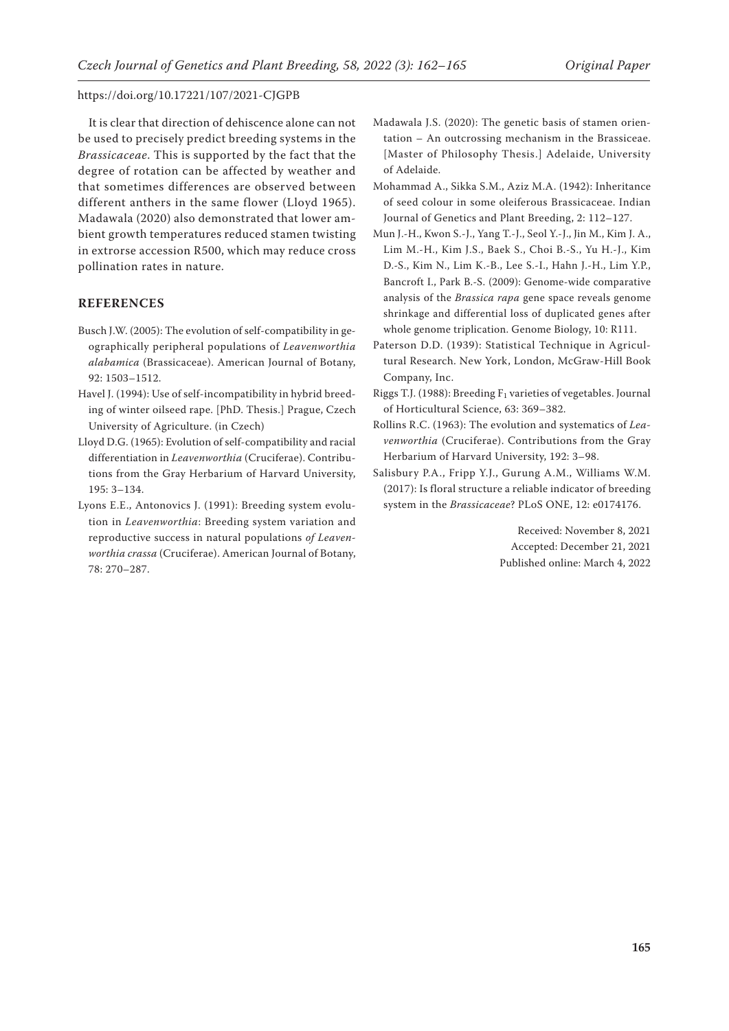It is clear that direction of dehiscence alone can not be used to precisely predict breeding systems in the *Brassicaceae*. This is supported by the fact that the degree of rotation can be affected by weather and that sometimes differences are observed between different anthers in the same flower (Lloyd 1965). Madawala (2020) also demonstrated that lower ambient growth temperatures reduced stamen twisting in extrorse accession R500, which may reduce cross pollination rates in nature.

## REFERENCES

Busch J.W. (2005): The evolution of self-compatibility in geographically peripheral populations of *Leavenworthia alabamica* (Brassicaceae). American Journal of Botany, 92: 1503–1512.

Havel J. (1994): Use of self-incompatibility in hybrid breeding of winter oilseed rape. [PhD. Thesis.] Prague, Czech University of Agriculture. (in Czech)

Lloyd D.G. (1965): Evolution of self-compatibility and racial differentiation in *Leavenworthia* (Cruciferae). Contributions from the Gray Herbarium of Harvard University, 195: 3–134.

Lyons E.E., Antonovics J. (1991): Breeding system evolution in *Leavenworthia*: Breeding system variation and reproductive success in natural populations *of Leavenworthia crassa* (Cruciferae). American Journal of Botany, 78: 270–287.

Madawala J.S. (2020): The genetic basis of stamen orientation – An outcrossing mechanism in the Brassiceae. [Master of Philosophy Thesis.] Adelaide, University of Adelaide.

Mohammad A., Sikka S.M., Aziz M.A. (1942): Inheritance of seed colour in some oleiferous Brassicaceae. Indian Journal of Genetics and Plant Breeding, 2: 112–127.

Mun J.-H., Kwon S.-J., Yang T.-J., Seol Y.-J., Jin M., Kim J. A., Lim M.-H., Kim J.S., Baek S., Choi B.-S., Yu H.-J., Kim D.-S., Kim N., Lim K.-B., Lee S.-I., Hahn J.-H., Lim Y.P., Bancroft I., Park B.-S. (2009): Genome-wide comparative analysis of the *Brassica rapa* gene space reveals genome shrinkage and differential loss of duplicated genes after whole genome triplication. Genome Biology, 10: R111.

Paterson D.D. (1939): Statistical Technique in Agricultural Research. New York, London, McGraw-Hill Book Company, Inc.

Riggs T.J. (1988): Breeding $F_1$ varieties of vegetables. Journal of Horticultural Science, 63: 369–382.

Rollins R.C. (1963): The evolution and systematics of *Leavenworthia* (Cruciferae). Contributions from the Gray Herbarium of Harvard University, 192: 3–98.

Salisbury P.A., Fripp Y.J., Gurung A.M., Williams W.M. (2017): Is floral structure a reliable indicator of breeding system in the *Brassicaceae*? PLoS ONE, 12: e0174176.

Received: November 8, 2021
Accepted: December 21, 2021
Published online: March 4, 2022